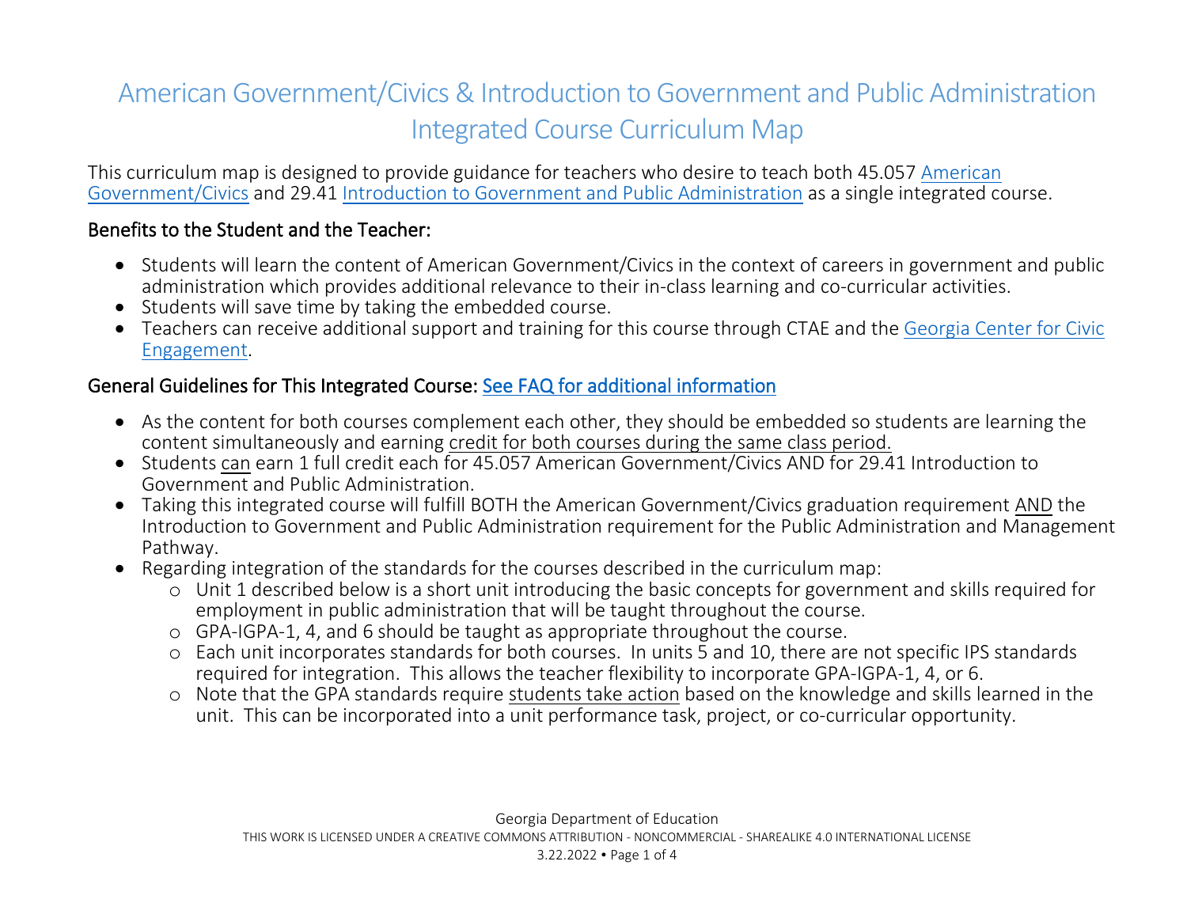# American Government/Civics & Introduction to Government and Public Administration Integrated Course Curriculum Map

This curriculum map is designed to provide guidance for teachers who desire to teach both 45.057 American Government/Civics and 29.41 Introduction to Government and Public Administration as a single integrated course.

## Benefits to the Student and the Teacher:

- Students will learn the content of American Government/Civics in the context of careers in government and public administration which provides additional relevance to their in-class learning and co-curricular activities.
- Students will save time by taking the embedded course.
- Teachers can receive additional support and training for this course through CTAE and the Georgia Center for Civic Engagement.

## General Guidelines for This Integrated Course: See FAQ for additional information

- As the content for both courses complement each other, they should be embedded so students are learning the content simultaneously and earning credit for both courses during the same class period.
- Students can earn 1 full credit each for 45.057 American Government/Civics AND for 29.41 Introduction to Government and Public Administration.
- Taking this integrated course will fulfill BOTH the American Government/Civics graduation requirement AND the Introduction to Government and Public Administration requirement for the Public Administration and Management Pathway.
- Regarding integration of the standards for the courses described in the curriculum map:
  - Unit 1 described below is a short unit introducing the basic concepts for government and skills required for employment in public administration that will be taught throughout the course.
  - GPA-IGPA-1, 4, and 6 should be taught as appropriate throughout the course.
  - Each unit incorporates standards for both courses. In units 5 and 10, there are not specific IPS standards required for integration. This allows the teacher flexibility to incorporate GPA-IGPA-1, 4, or 6.
  - Note that the GPA standards require students take action based on the knowledge and skills learned in the unit. This can be incorporated into a unit performance task, project, or co-curricular opportunity.

Georgia Department of Education

THIS WORK IS LICENSED UNDER A CREATIVE COMMONS ATTRIBUTION - NONCOMMERCIAL - SHAREALIKE 4.0 INTERNATIONAL LICENSE

3.22.2022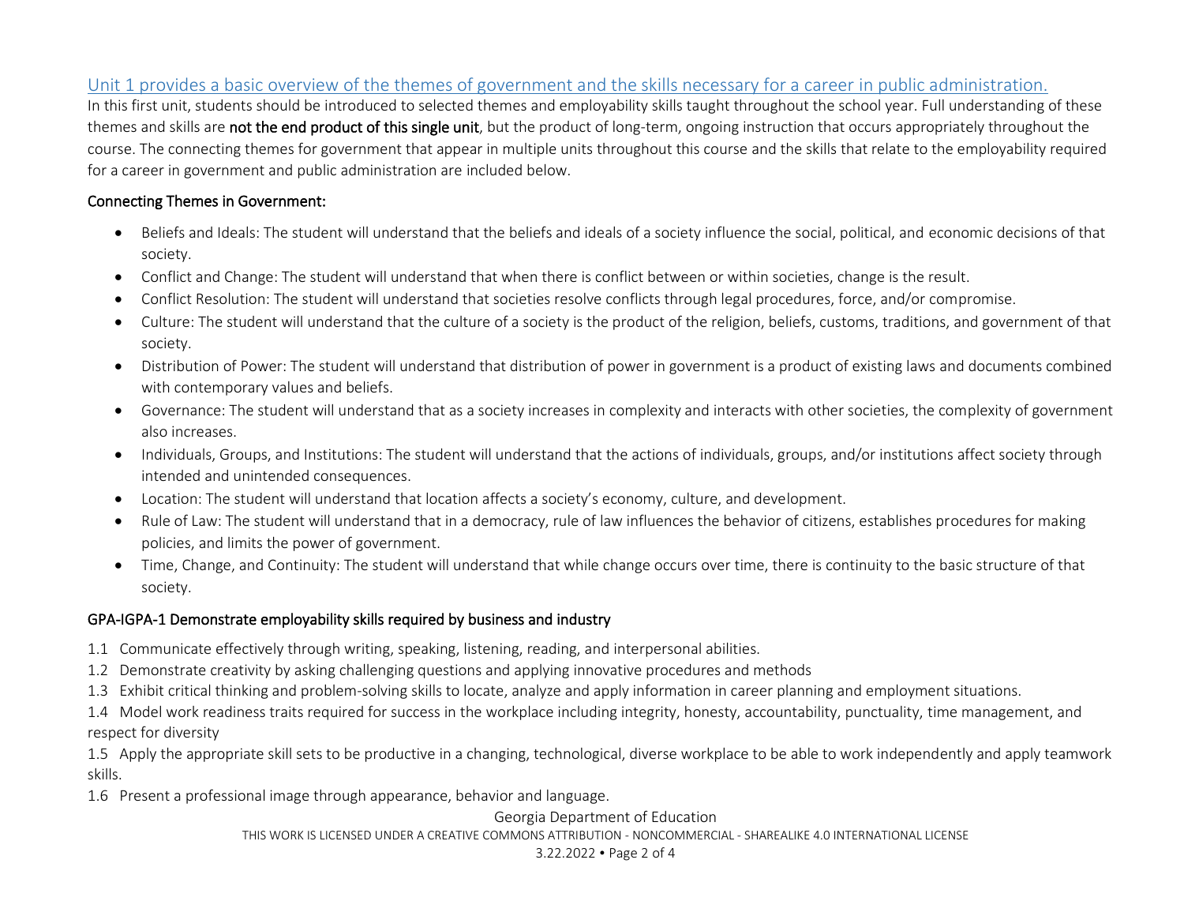Unit 1 provides a basic overview of the themes of government and the skills necessary for a career in public administration.

In this first unit, students should be introduced to selected themes and employability skills taught throughout the school year. Full understanding of these themes and skills are **not the end product of this single unit**, but the product of long-term, ongoing instruction that occurs appropriately throughout the course. The connecting themes for government that appear in multiple units throughout this course and the skills that relate to the employability required for a career in government and public administration are included below.

### Connecting Themes in Government:

- Beliefs and Ideals: The student will understand that the beliefs and ideals of a society influence the social, political, and economic decisions of that society.
- Conflict and Change: The student will understand that when there is conflict between or within societies, change is the result.
- Conflict Resolution: The student will understand that societies resolve conflicts through legal procedures, force, and/or compromise.
- Culture: The student will understand that the culture of a society is the product of the religion, beliefs, customs, traditions, and government of that society.
- Distribution of Power: The student will understand that distribution of power in government is a product of existing laws and documents combined with contemporary values and beliefs.
- Governance: The student will understand that as a society increases in complexity and interacts with other societies, the complexity of government also increases.
- Individuals, Groups, and Institutions: The student will understand that the actions of individuals, groups, and/or institutions affect society through intended and unintended consequences.
- Location: The student will understand that location affects a society's economy, culture, and development.
- Rule of Law: The student will understand that in a democracy, rule of law influences the behavior of citizens, establishes procedures for making policies, and limits the power of government.
- Time, Change, and Continuity: The student will understand that while change occurs over time, there is continuity to the basic structure of that society.

### GPA-IGPA-1 Demonstrate employability skills required by business and industry

1.1 Communicate effectively through writing, speaking, listening, reading, and interpersonal abilities.

1.2 Demonstrate creativity by asking challenging questions and applying innovative procedures and methods

1.3 Exhibit critical thinking and problem-solving skills to locate, analyze and apply information in career planning and employment situations.

1.4 Model work readiness traits required for success in the workplace including integrity, honesty, accountability, punctuality, time management, and respect for diversity

1.5 Apply the appropriate skill sets to be productive in a changing, technological, diverse workplace to be able to work independently and apply teamwork skills.

1.6 Present a professional image through appearance, behavior and language.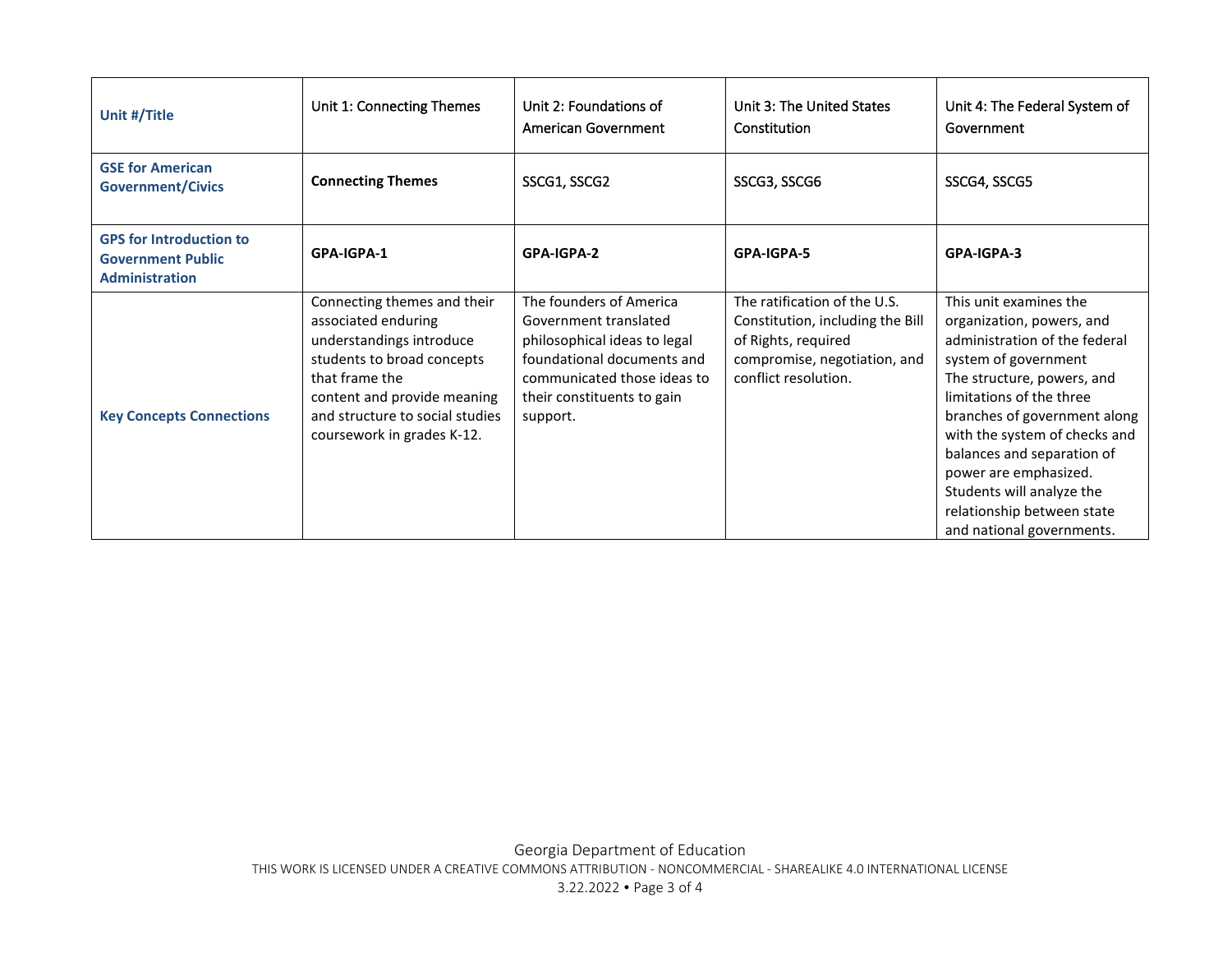| Unit #/Title | Unit 1: Connecting Themes | Unit 2: Foundations of American Government | Unit 3: The United States Constitution | Unit 4: The Federal System of Government |
|---|---|---|---|---|
| **GSE for American Government/Civics** | **Connecting Themes** | SSCG1, SSCG2 | SSCG3, SSCG6 | SSCG4, SSCG5 |
| **GPS for Introduction to Government Public Administration** | **GPA-IGPA-1** | **GPA-IGPA-2** | **GPA-IGPA-5** | **GPA-IGPA-3** |
| **Key Concepts Connections** | Connecting themes and their associated enduring understandings introduce students to broad concepts that frame the content and provide meaning and structure to social studies coursework in grades K-12. | The founders of America Government translated philosophical ideas to legal foundational documents and communicated those ideas to their constituents to gain support. | The ratification of the U.S. Constitution, including the Bill of Rights, required compromise, negotiation, and conflict resolution. | This unit examines the organization, powers, and administration of the federal system of government The structure, powers, and limitations of the three branches of government along with the system of checks and balances and separation of power are emphasized. Students will analyze the relationship between state and national governments. |

Georgia Department of Education

THIS WORK IS LICENSED UNDER A CREATIVE COMMONS ATTRIBUTION - NONCOMMERCIAL - SHAREALIKE 4.0 INTERNATIONAL LICENSE

3.22.2022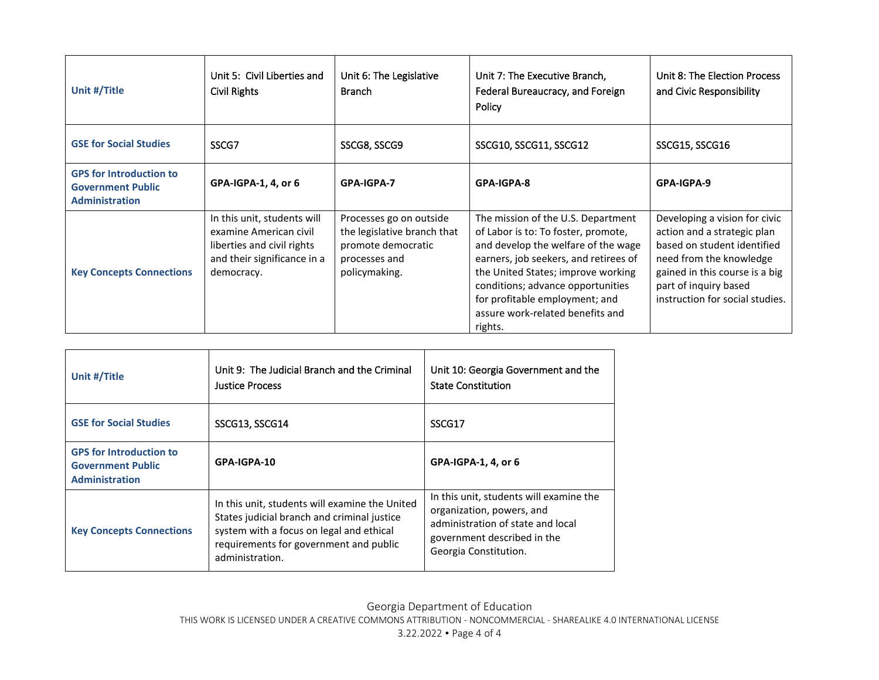| Unit #/Title | Unit 5: Civil Liberties and Civil Rights | Unit 6: The Legislative Branch | Unit 7: The Executive Branch, Federal Bureaucracy, and Foreign Policy | Unit 8: The Election Process and Civic Responsibility |
|---|---|---|---|---|
| **GSE for Social Studies** | SSCG7 | SSCG8, SSCG9 | SSCG10, SSCG11, SSCG12 | SSCG15, SSCG16 |
| **GPS for Introduction to Government Public Administration** | **GPA-IGPA-1, 4, or 6** | **GPA-IGPA-7** | **GPA-IGPA-8** | **GPA-IGPA-9** |
| **Key Concepts Connections** | In this unit, students will examine American civil liberties and civil rights and their significance in a democracy. | Processes go on outside the legislative branch that promote democratic processes and policymaking. | The mission of the U.S. Department of Labor is to: To foster, promote, and develop the welfare of the wage earners, job seekers, and retirees of the United States; improve working conditions; advance opportunities for profitable employment; and assure work-related benefits and rights. | Developing a vision for civic action and a strategic plan based on student identified need from the knowledge gained in this course is a big part of inquiry based instruction for social studies. |

| Unit #/Title | Unit 9: The Judicial Branch and the Criminal Justice Process | Unit 10: Georgia Government and the State Constitution |
|---|---|---|
| **GSE for Social Studies** | SSCG13, SSCG14 | SSCG17 |
| **GPS for Introduction to Government Public Administration** | **GPA-IGPA-10** | **GPA-IGPA-1, 4, or 6** |
| **Key Concepts Connections** | In this unit, students will examine the United States judicial branch and criminal justice system with a focus on legal and ethical requirements for government and public administration. | In this unit, students will examine the organization, powers, and administration of state and local government described in the Georgia Constitution. |

Georgia Department of Education
THIS WORK IS LICENSED UNDER A CREATIVE COMMONS ATTRIBUTION - NONCOMMERCIAL - SHAREALIKE 4.0 INTERNATIONAL LICENSE
3.22.2022